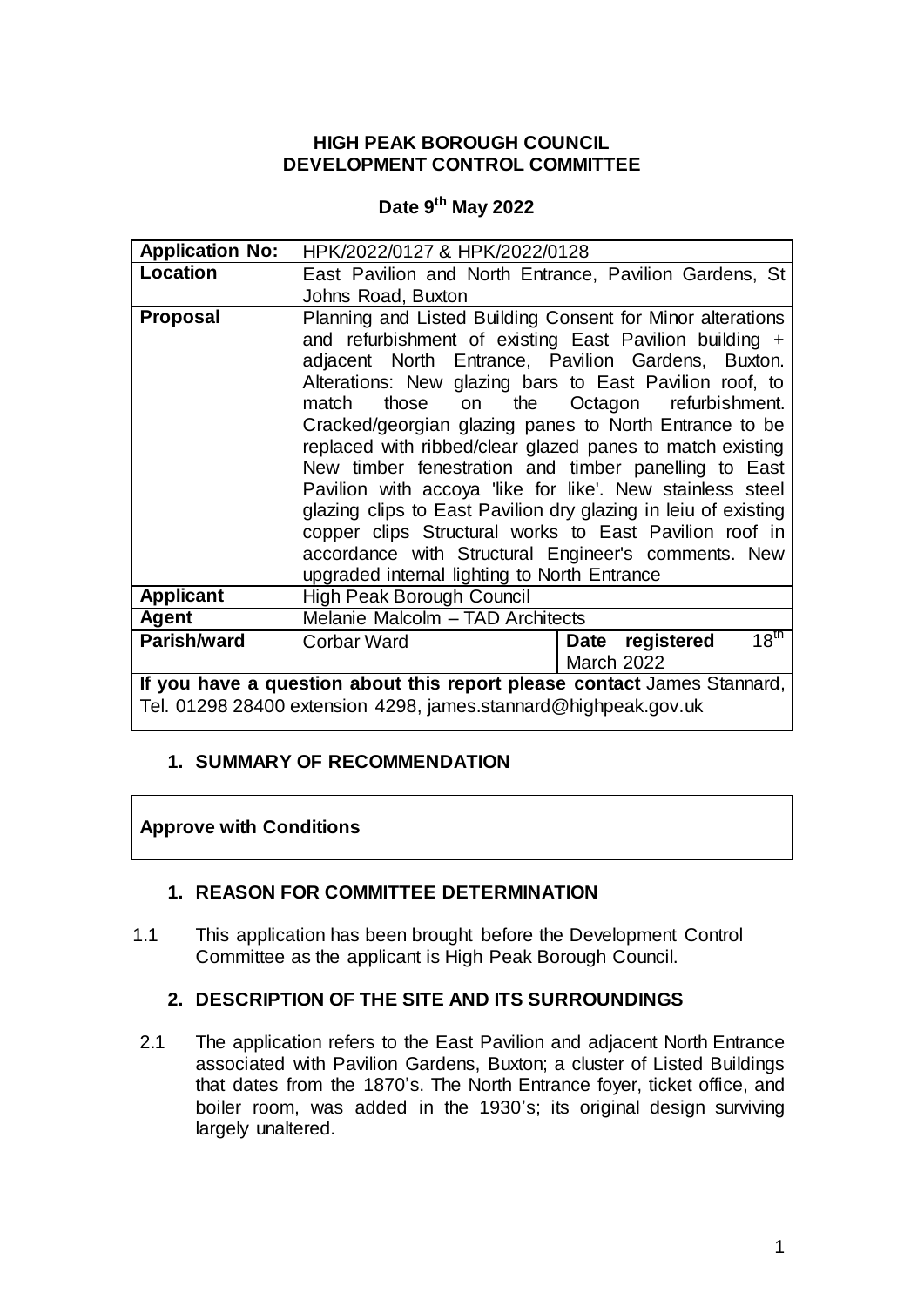**HIGH PEAK BOROUGH COUNCIL**
**DEVELOPMENT CONTROL COMMITTEE**

**Date 9th May 2022**

| **Application No:** | HPK/2022/0127 & HPK/2022/0128 | |
|---|---|---|
| **Location** | East Pavilion and North Entrance, Pavilion Gardens, St Johns Road, Buxton | |
| **Proposal** | Planning and Listed Building Consent for Minor alterations and refurbishment of existing East Pavilion building + adjacent North Entrance, Pavilion Gardens, Buxton. Alterations: New glazing bars to East Pavilion roof, to match those on the Octagon refurbishment. Cracked/georgian glazing panes to North Entrance to be replaced with ribbed/clear glazed panes to match existing New timber fenestration and timber panelling to East Pavilion with accoya 'like for like'. New stainless steel glazing clips to East Pavilion dry glazing in leiu of existing copper clips Structural works to East Pavilion roof in accordance with Structural Engineer's comments. New upgraded internal lighting to North Entrance | |
| **Applicant** | High Peak Borough Council | |
| **Agent** | Melanie Malcolm – TAD Architects | |
| **Parish/ward** | Corbar Ward | **Date registered** 18th March 2022 |
| **If you have a question about this report please contact** James Stannard, Tel. 01298 28400 extension 4298, james.stannard@highpeak.gov.uk | | |

## 1. SUMMARY OF RECOMMENDATION

**Approve with Conditions**

## 1. REASON FOR COMMITTEE DETERMINATION

1.1 This application has been brought before the Development Control Committee as the applicant is High Peak Borough Council.

## 2. DESCRIPTION OF THE SITE AND ITS SURROUNDINGS

2.1 The application refers to the East Pavilion and adjacent North Entrance associated with Pavilion Gardens, Buxton; a cluster of Listed Buildings that dates from the 1870's. The North Entrance foyer, ticket office, and boiler room, was added in the 1930's; its original design surviving largely unaltered.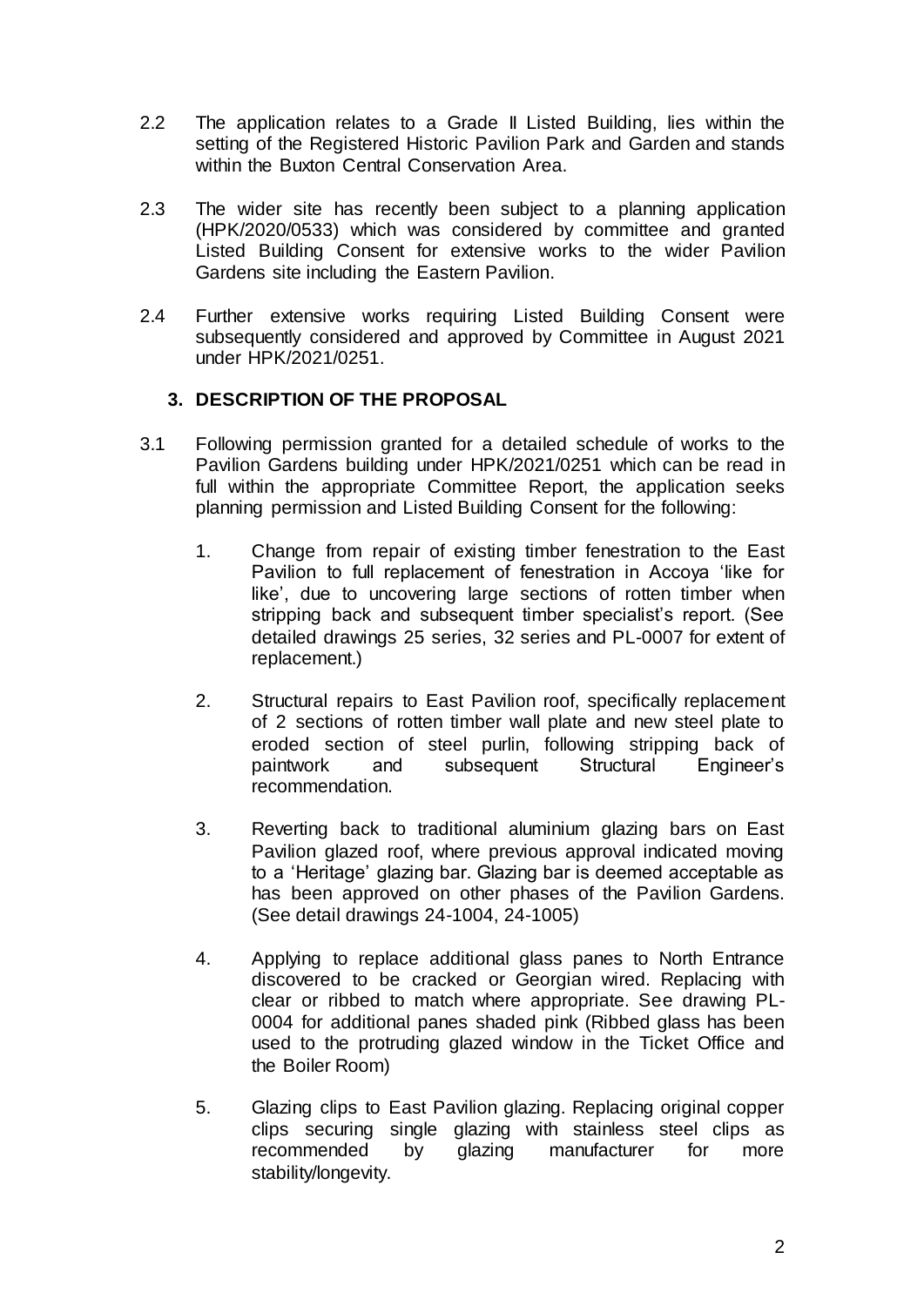2.2 The application relates to a Grade II Listed Building, lies within the setting of the Registered Historic Pavilion Park and Garden and stands within the Buxton Central Conservation Area.

2.3 The wider site has recently been subject to a planning application (HPK/2020/0533) which was considered by committee and granted Listed Building Consent for extensive works to the wider Pavilion Gardens site including the Eastern Pavilion.

2.4 Further extensive works requiring Listed Building Consent were subsequently considered and approved by Committee in August 2021 under HPK/2021/0251.

## 3. DESCRIPTION OF THE PROPOSAL

3.1 Following permission granted for a detailed schedule of works to the Pavilion Gardens building under HPK/2021/0251 which can be read in full within the appropriate Committee Report, the application seeks planning permission and Listed Building Consent for the following:

1. Change from repair of existing timber fenestration to the East Pavilion to full replacement of fenestration in Accoya 'like for like', due to uncovering large sections of rotten timber when stripping back and subsequent timber specialist's report. (See detailed drawings 25 series, 32 series and PL-0007 for extent of replacement.)

2. Structural repairs to East Pavilion roof, specifically replacement of 2 sections of rotten timber wall plate and new steel plate to eroded section of steel purlin, following stripping back of paintwork and subsequent Structural Engineer's recommendation.

3. Reverting back to traditional aluminium glazing bars on East Pavilion glazed roof, where previous approval indicated moving to a 'Heritage' glazing bar. Glazing bar is deemed acceptable as has been approved on other phases of the Pavilion Gardens. (See detail drawings 24-1004, 24-1005)

4. Applying to replace additional glass panes to North Entrance discovered to be cracked or Georgian wired. Replacing with clear or ribbed to match where appropriate. See drawing PL-0004 for additional panes shaded pink (Ribbed glass has been used to the protruding glazed window in the Ticket Office and the Boiler Room)

5. Glazing clips to East Pavilion glazing. Replacing original copper clips securing single glazing with stainless steel clips as recommended by glazing manufacturer for more stability/longevity.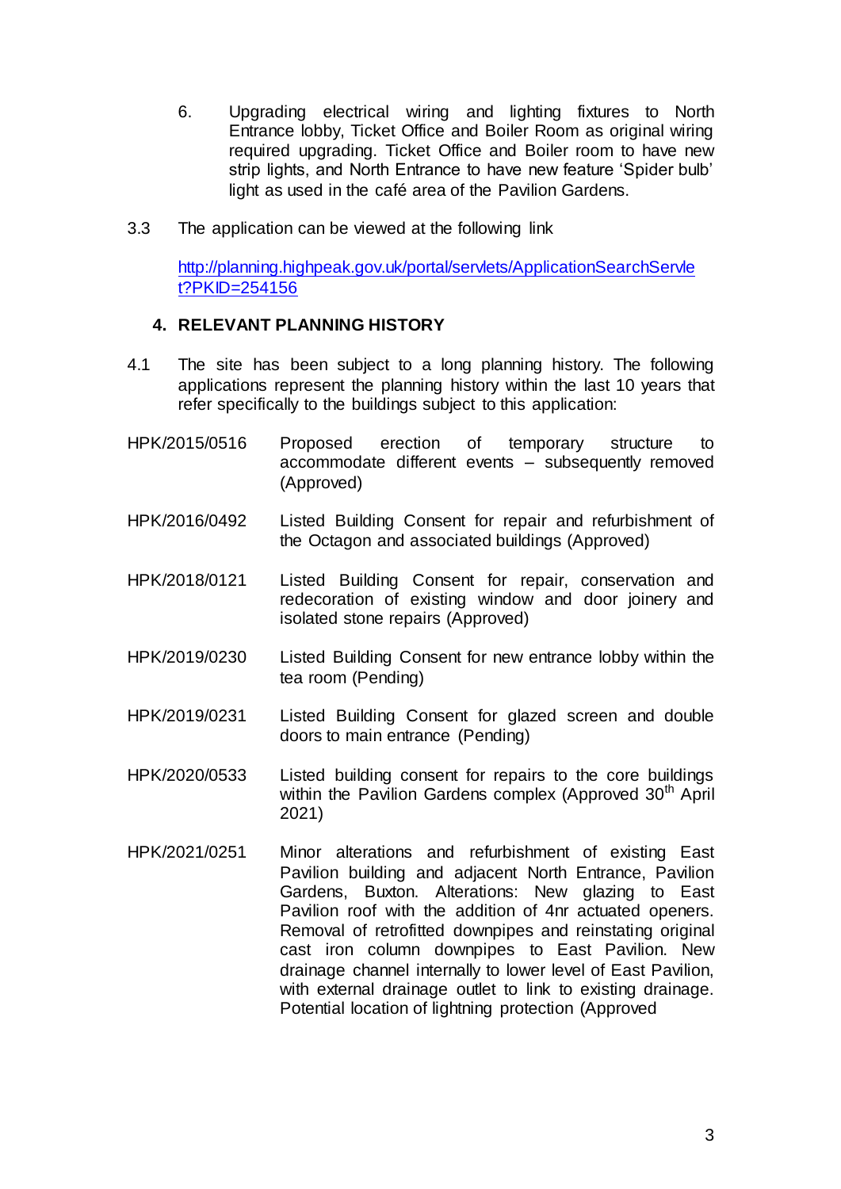6. Upgrading electrical wiring and lighting fixtures to North Entrance lobby, Ticket Office and Boiler Room as original wiring required upgrading. Ticket Office and Boiler room to have new strip lights, and North Entrance to have new feature 'Spider bulb' light as used in the café area of the Pavilion Gardens.

3.3 The application can be viewed at the following link

[http://planning.highpeak.gov.uk/portal/servlets/ApplicationSearchServlet?PKID=254156](http://planning.highpeak.gov.uk/portal/servlets/ApplicationSearchServlet?PKID=254156)

## 4. RELEVANT PLANNING HISTORY

4.1 The site has been subject to a long planning history. The following applications represent the planning history within the last 10 years that refer specifically to the buildings subject to this application:

HPK/2015/0516 — Proposed erection of temporary structure to accommodate different events – subsequently removed (Approved)

HPK/2016/0492 — Listed Building Consent for repair and refurbishment of the Octagon and associated buildings (Approved)

HPK/2018/0121 — Listed Building Consent for repair, conservation and redecoration of existing window and door joinery and isolated stone repairs (Approved)

HPK/2019/0230 — Listed Building Consent for new entrance lobby within the tea room (Pending)

HPK/2019/0231 — Listed Building Consent for glazed screen and double doors to main entrance (Pending)

HPK/2020/0533 — Listed building consent for repairs to the core buildings within the Pavilion Gardens complex (Approved 30th April 2021)

HPK/2021/0251 — Minor alterations and refurbishment of existing East Pavilion building and adjacent North Entrance, Pavilion Gardens, Buxton. Alterations: New glazing to East Pavilion roof with the addition of 4nr actuated openers. Removal of retrofitted downpipes and reinstating original cast iron column downpipes to East Pavilion. New drainage channel internally to lower level of East Pavilion, with external drainage outlet to link to existing drainage. Potential location of lightning protection (Approved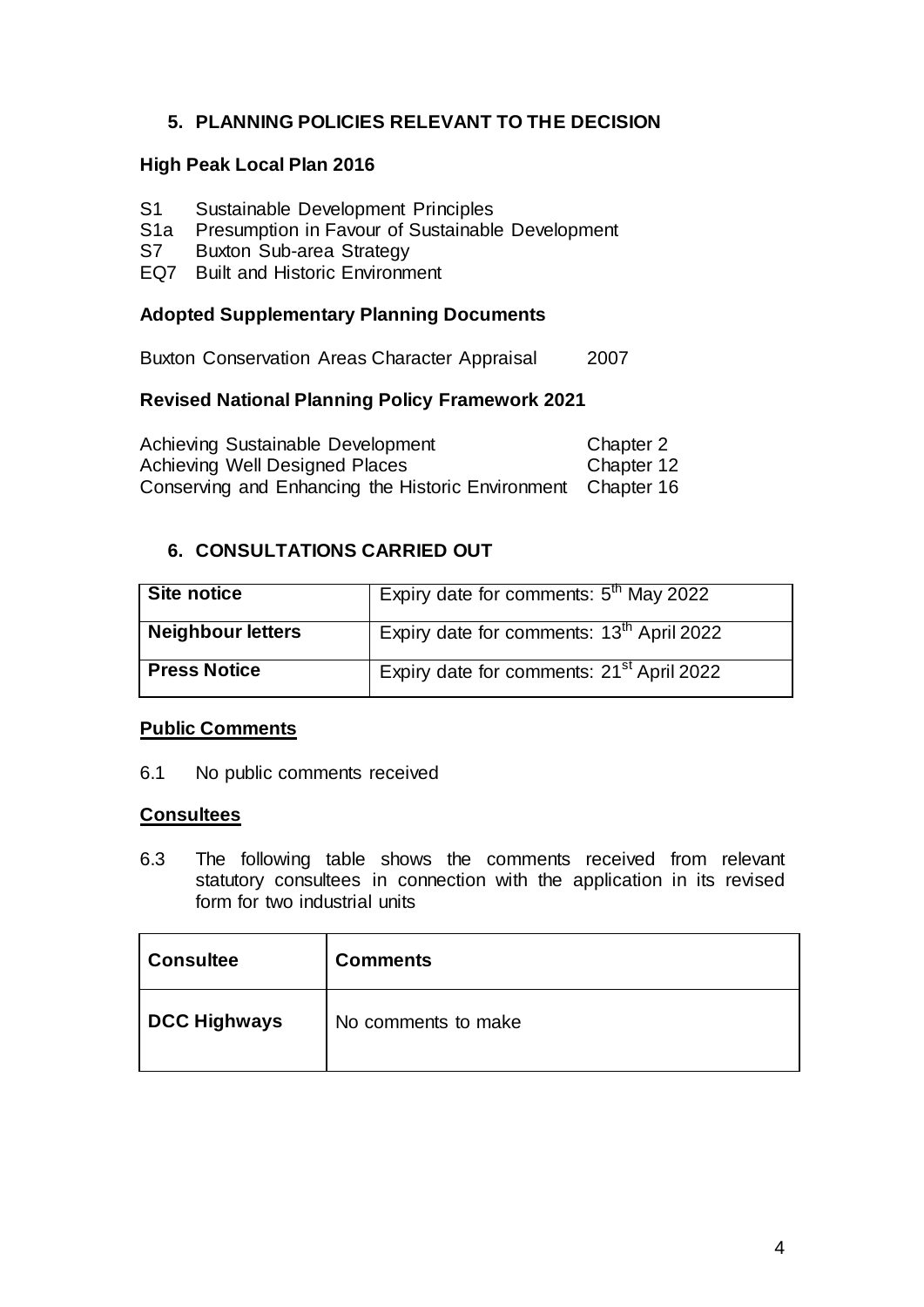## 5. PLANNING POLICIES RELEVANT TO THE DECISION

### High Peak Local Plan 2016

- S1 Sustainable Development Principles
- S1a Presumption in Favour of Sustainable Development
- S7 Buxton Sub-area Strategy
- EQ7 Built and Historic Environment

### Adopted Supplementary Planning Documents

Buxton Conservation Areas Character Appraisal 2007

### Revised National Planning Policy Framework 2021

| | |
|---|---|
| Achieving Sustainable Development | Chapter 2 |
| Achieving Well Designed Places | Chapter 12 |
| Conserving and Enhancing the Historic Environment | Chapter 16 |

## 6. CONSULTATIONS CARRIED OUT

| | |
|---|---|
| **Site notice** | Expiry date for comments: 5th May 2022 |
| **Neighbour letters** | Expiry date for comments: 13th April 2022 |
| **Press Notice** | Expiry date for comments: 21st April 2022 |

**Public Comments**

6.1 No public comments received

**Consultees**

6.3 The following table shows the comments received from relevant statutory consultees in connection with the application in its revised form for two industrial units

| Consultee | Comments |
|---|---|
| **DCC Highways** | No comments to make |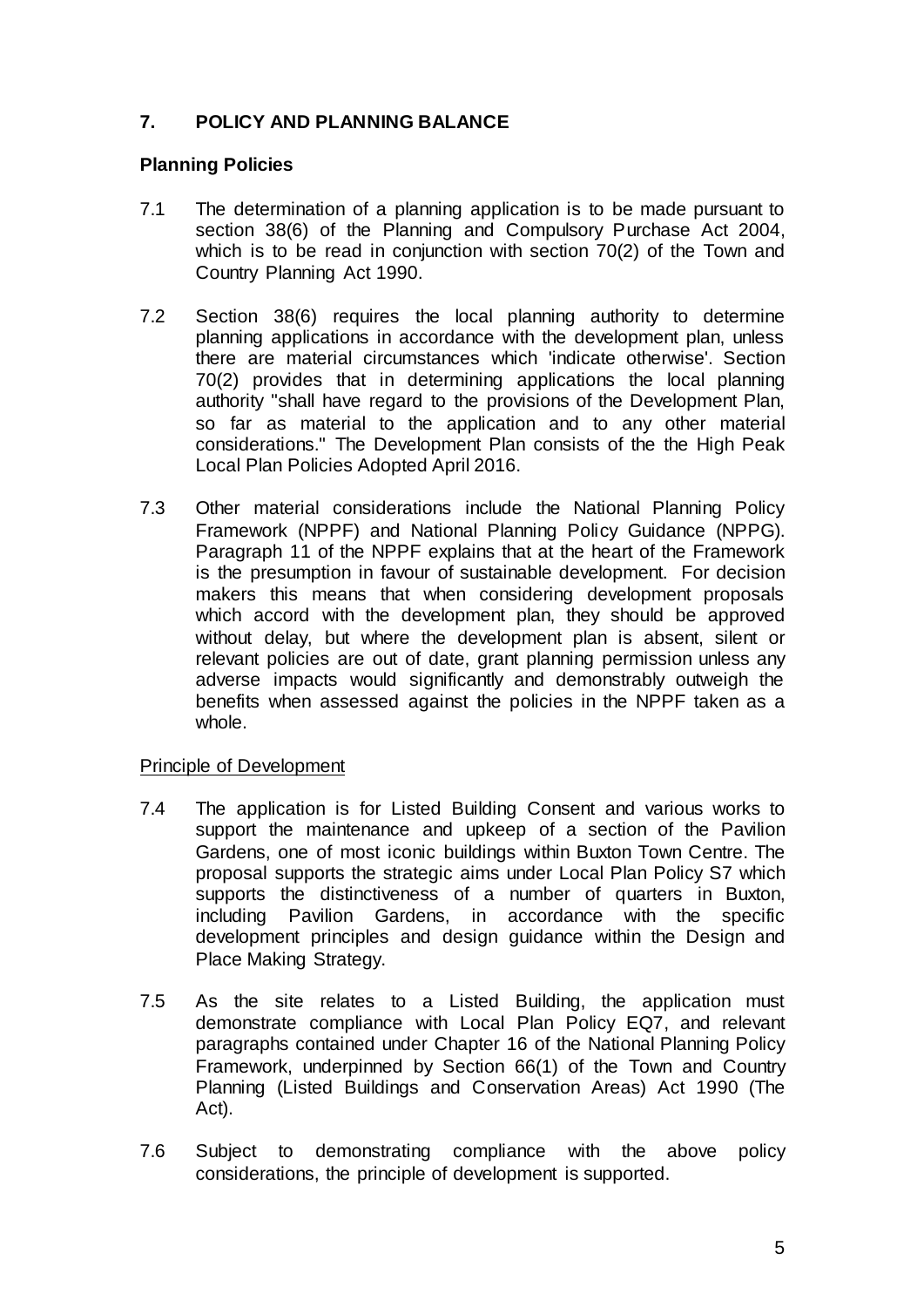## 7. POLICY AND PLANNING BALANCE

### Planning Policies

7.1 The determination of a planning application is to be made pursuant to section 38(6) of the Planning and Compulsory Purchase Act 2004, which is to be read in conjunction with section 70(2) of the Town and Country Planning Act 1990.

7.2 Section 38(6) requires the local planning authority to determine planning applications in accordance with the development plan, unless there are material circumstances which 'indicate otherwise'. Section 70(2) provides that in determining applications the local planning authority "shall have regard to the provisions of the Development Plan, so far as material to the application and to any other material considerations." The Development Plan consists of the the High Peak Local Plan Policies Adopted April 2016.

7.3 Other material considerations include the National Planning Policy Framework (NPPF) and National Planning Policy Guidance (NPPG). Paragraph 11 of the NPPF explains that at the heart of the Framework is the presumption in favour of sustainable development. For decision makers this means that when considering development proposals which accord with the development plan, they should be approved without delay, but where the development plan is absent, silent or relevant policies are out of date, grant planning permission unless any adverse impacts would significantly and demonstrably outweigh the benefits when assessed against the policies in the NPPF taken as a whole.

Principle of Development

7.4 The application is for Listed Building Consent and various works to support the maintenance and upkeep of a section of the Pavilion Gardens, one of most iconic buildings within Buxton Town Centre. The proposal supports the strategic aims under Local Plan Policy S7 which supports the distinctiveness of a number of quarters in Buxton, including Pavilion Gardens, in accordance with the specific development principles and design guidance within the Design and Place Making Strategy.

7.5 As the site relates to a Listed Building, the application must demonstrate compliance with Local Plan Policy EQ7, and relevant paragraphs contained under Chapter 16 of the National Planning Policy Framework, underpinned by Section 66(1) of the Town and Country Planning (Listed Buildings and Conservation Areas) Act 1990 (The Act).

7.6 Subject to demonstrating compliance with the above policy considerations, the principle of development is supported.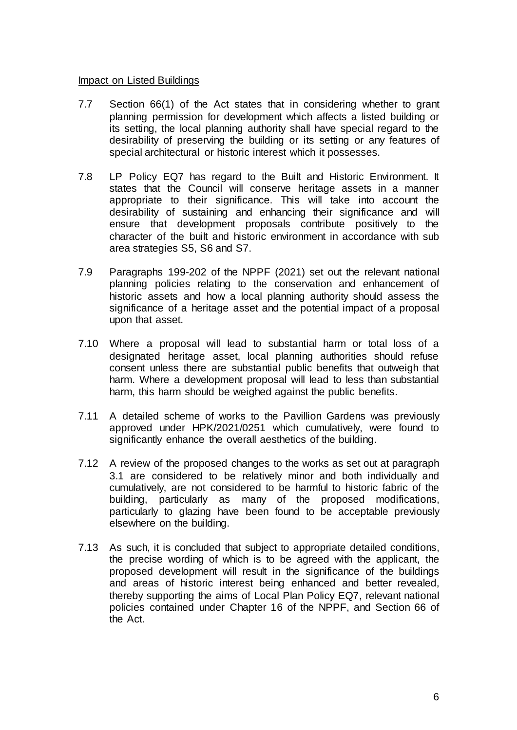Impact on Listed Buildings

7.7 Section 66(1) of the Act states that in considering whether to grant planning permission for development which affects a listed building or its setting, the local planning authority shall have special regard to the desirability of preserving the building or its setting or any features of special architectural or historic interest which it possesses.

7.8 LP Policy EQ7 has regard to the Built and Historic Environment. It states that the Council will conserve heritage assets in a manner appropriate to their significance. This will take into account the desirability of sustaining and enhancing their significance and will ensure that development proposals contribute positively to the character of the built and historic environment in accordance with sub area strategies S5, S6 and S7.

7.9 Paragraphs 199-202 of the NPPF (2021) set out the relevant national planning policies relating to the conservation and enhancement of historic assets and how a local planning authority should assess the significance of a heritage asset and the potential impact of a proposal upon that asset.

7.10 Where a proposal will lead to substantial harm or total loss of a designated heritage asset, local planning authorities should refuse consent unless there are substantial public benefits that outweigh that harm. Where a development proposal will lead to less than substantial harm, this harm should be weighed against the public benefits.

7.11 A detailed scheme of works to the Pavillion Gardens was previously approved under HPK/2021/0251 which cumulatively, were found to significantly enhance the overall aesthetics of the building.

7.12 A review of the proposed changes to the works as set out at paragraph 3.1 are considered to be relatively minor and both individually and cumulatively, are not considered to be harmful to historic fabric of the building, particularly as many of the proposed modifications, particularly to glazing have been found to be acceptable previously elsewhere on the building.

7.13 As such, it is concluded that subject to appropriate detailed conditions, the precise wording of which is to be agreed with the applicant, the proposed development will result in the significance of the buildings and areas of historic interest being enhanced and better revealed, thereby supporting the aims of Local Plan Policy EQ7, relevant national policies contained under Chapter 16 of the NPPF, and Section 66 of the Act.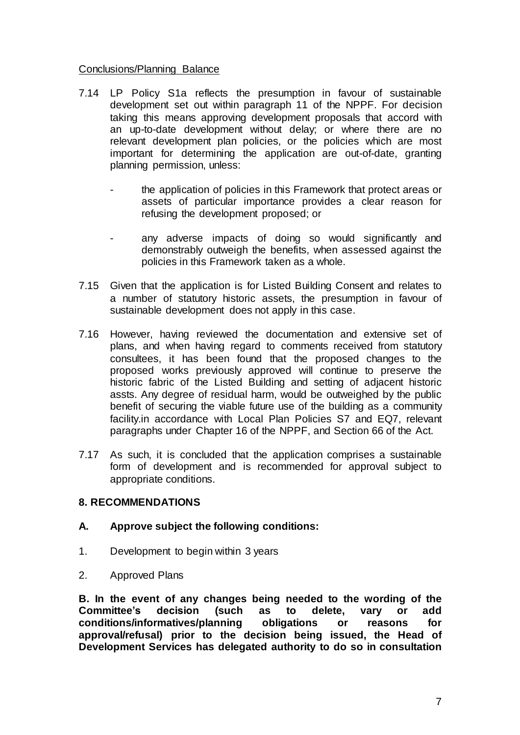Conclusions/Planning Balance

7.14 LP Policy S1a reflects the presumption in favour of sustainable development set out within paragraph 11 of the NPPF. For decision taking this means approving development proposals that accord with an up-to-date development without delay; or where there are no relevant development plan policies, or the policies which are most important for determining the application are out-of-date, granting planning permission, unless:

- the application of policies in this Framework that protect areas or assets of particular importance provides a clear reason for refusing the development proposed; or

- any adverse impacts of doing so would significantly and demonstrably outweigh the benefits, when assessed against the policies in this Framework taken as a whole.

7.15 Given that the application is for Listed Building Consent and relates to a number of statutory historic assets, the presumption in favour of sustainable development does not apply in this case.

7.16 However, having reviewed the documentation and extensive set of plans, and when having regard to comments received from statutory consultees, it has been found that the proposed changes to the proposed works previously approved will continue to preserve the historic fabric of the Listed Building and setting of adjacent historic assts. Any degree of residual harm, would be outweighed by the public benefit of securing the viable future use of the building as a community facility.in accordance with Local Plan Policies S7 and EQ7, relevant paragraphs under Chapter 16 of the NPPF, and Section 66 of the Act.

7.17 As such, it is concluded that the application comprises a sustainable form of development and is recommended for approval subject to appropriate conditions.

## 8. RECOMMENDATIONS

### A. Approve subject the following conditions:

1. Development to begin within 3 years
2. Approved Plans

**B. In the event of any changes being needed to the wording of the Committee's decision (such as to delete, vary or add conditions/informatives/planning obligations or reasons for approval/refusal) prior to the decision being issued, the Head of Development Services has delegated authority to do so in consultation**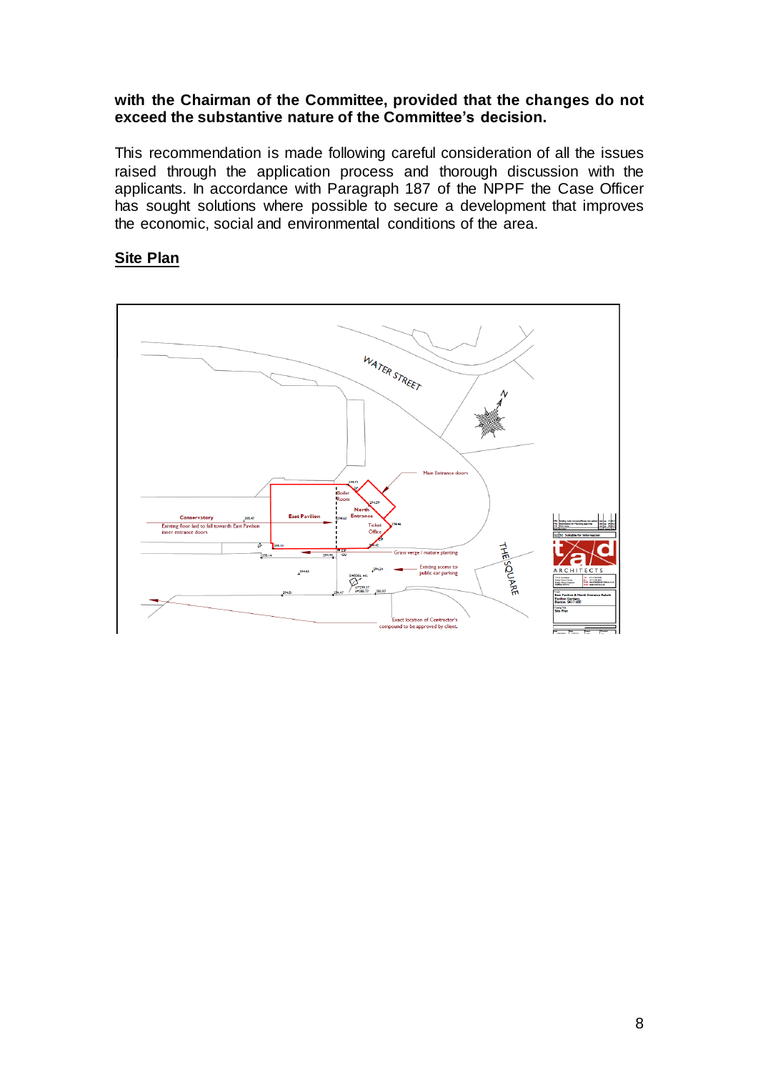**with the Chairman of the Committee, provided that the changes do not exceed the substantive nature of the Committee's decision.**

This recommendation is made following careful consideration of all the issues raised through the application process and thorough discussion with the applicants. In accordance with Paragraph 187 of the NPPF the Case Officer has sought solutions where possible to secure a development that improves the economic, social and environmental conditions of the area.

## Site Plan

WATER STREET

THE SQUARE

Main Entrance doors

Boiler Room

North Entrance

Ticket Office

East Pavilion

Conservatory

Existing floor laid to fall towards East Pavilion inner entrance doors

Grass verge / mature planting

Existing access to public car parking

Exact location of Contractor's compound to be approved by client.

ARCHITECTS